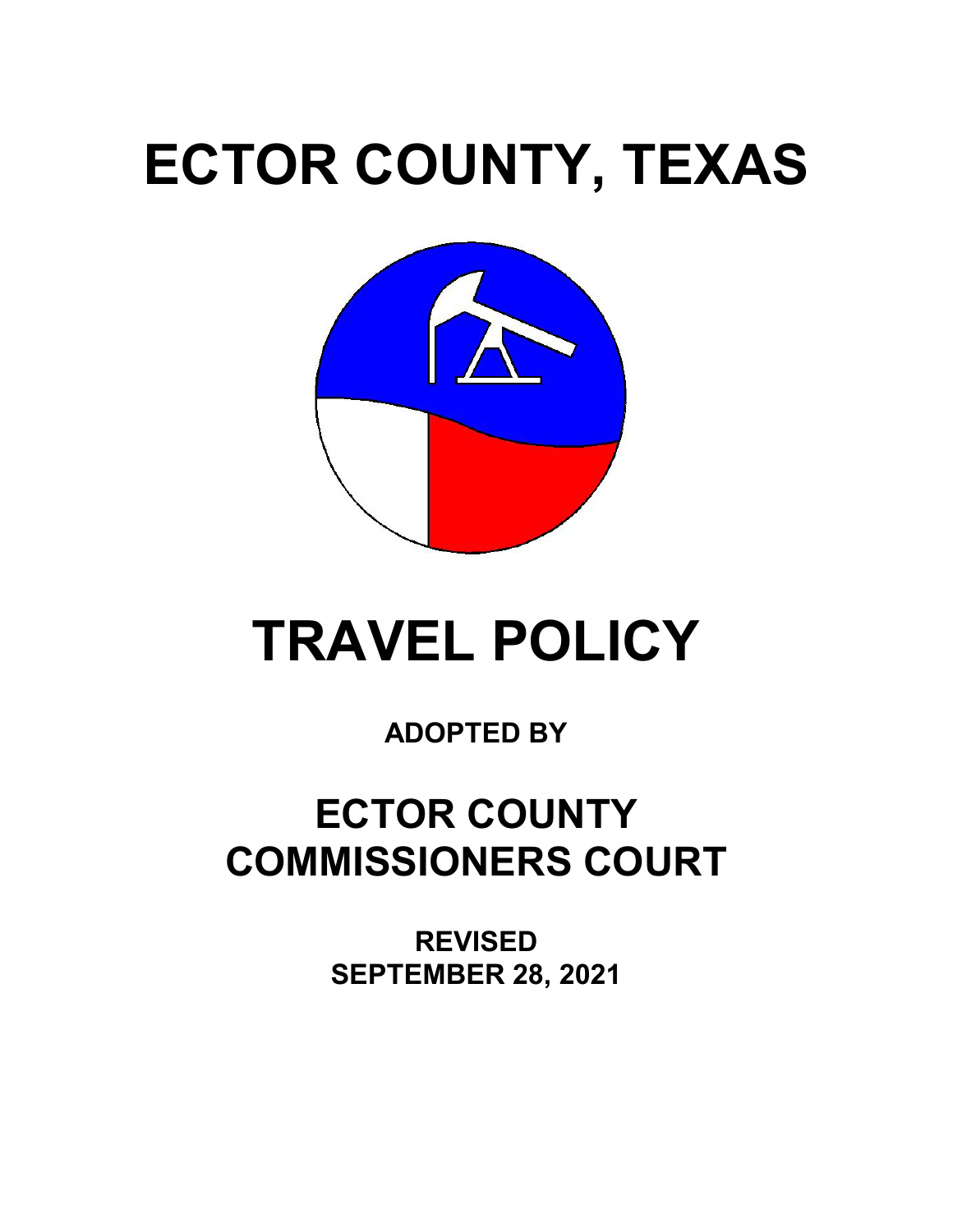# ECTOR COUNTY, TEXAS

# TRAVEL POLICY

**ADOPTED BY**

## ECTOR COUNTY COMMISSIONERS COURT

**REVISED**
**SEPTEMBER 28, 2021**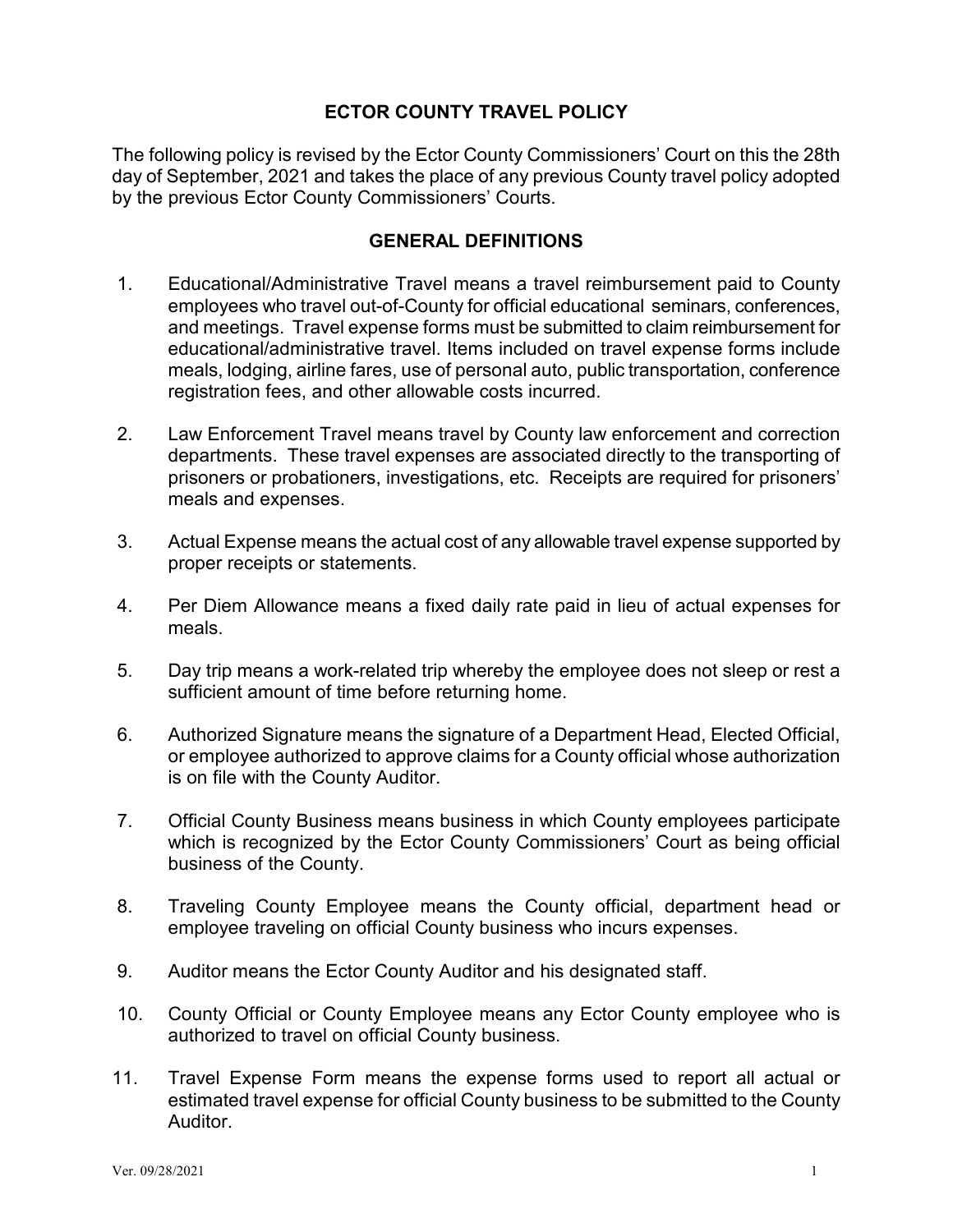# ECTOR COUNTY TRAVEL POLICY

The following policy is revised by the Ector County Commissioners' Court on this the 28th day of September, 2021 and takes the place of any previous County travel policy adopted by the previous Ector County Commissioners' Courts.

## GENERAL DEFINITIONS

1. Educational/Administrative Travel means a travel reimbursement paid to County employees who travel out-of-County for official educational seminars, conferences, and meetings. Travel expense forms must be submitted to claim reimbursement for educational/administrative travel. Items included on travel expense forms include meals, lodging, airline fares, use of personal auto, public transportation, conference registration fees, and other allowable costs incurred.

2. Law Enforcement Travel means travel by County law enforcement and correction departments. These travel expenses are associated directly to the transporting of prisoners or probationers, investigations, etc. Receipts are required for prisoners' meals and expenses.

3. Actual Expense means the actual cost of any allowable travel expense supported by proper receipts or statements.

4. Per Diem Allowance means a fixed daily rate paid in lieu of actual expenses for meals.

5. Day trip means a work-related trip whereby the employee does not sleep or rest a sufficient amount of time before returning home.

6. Authorized Signature means the signature of a Department Head, Elected Official, or employee authorized to approve claims for a County official whose authorization is on file with the County Auditor.

7. Official County Business means business in which County employees participate which is recognized by the Ector County Commissioners' Court as being official business of the County.

8. Traveling County Employee means the County official, department head or employee traveling on official County business who incurs expenses.

9. Auditor means the Ector County Auditor and his designated staff.

10. County Official or County Employee means any Ector County employee who is authorized to travel on official County business.

11. Travel Expense Form means the expense forms used to report all actual or estimated travel expense for official County business to be submitted to the County Auditor.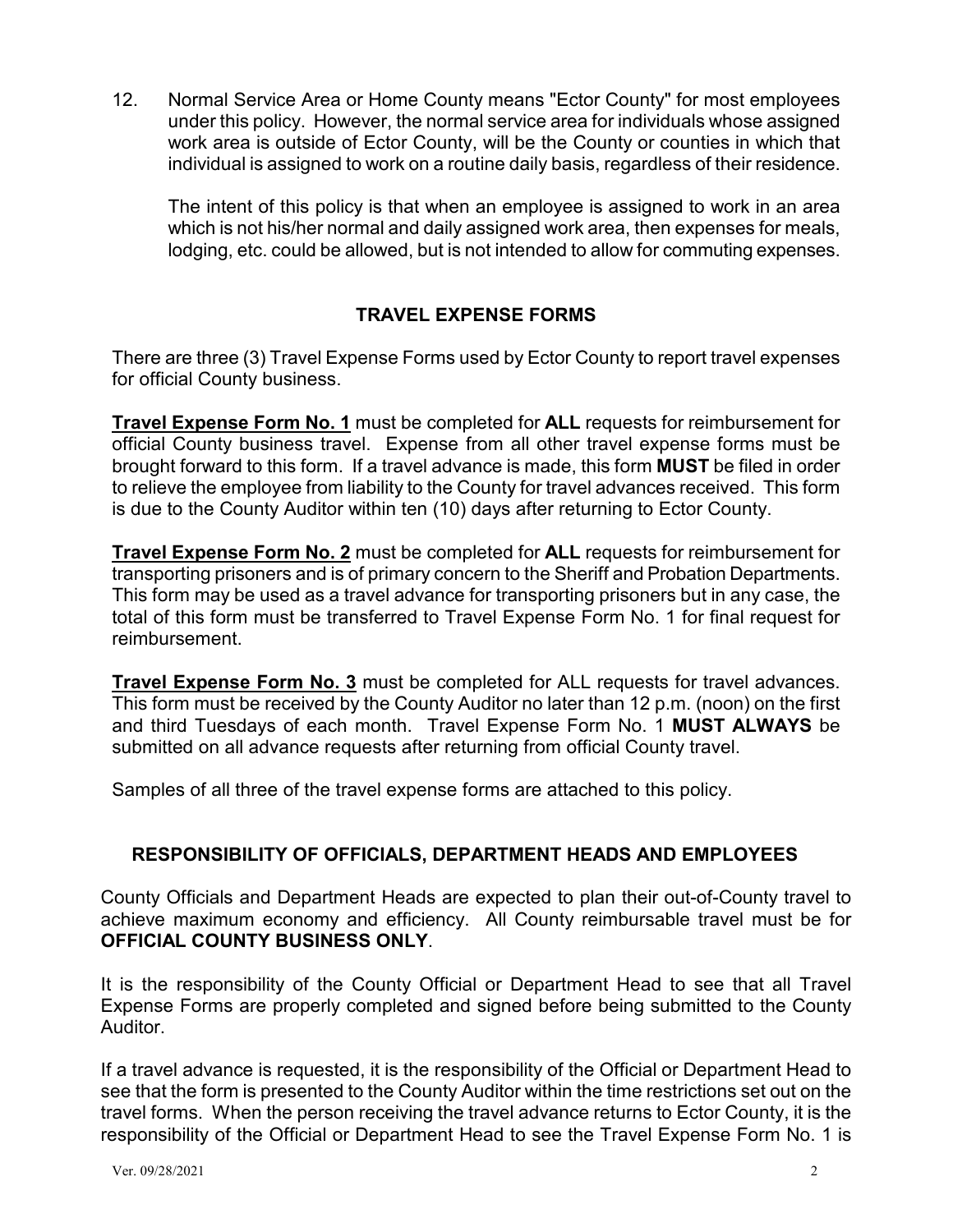12. Normal Service Area or Home County means "Ector County" for most employees under this policy. However, the normal service area for individuals whose assigned work area is outside of Ector County, will be the County or counties in which that individual is assigned to work on a routine daily basis, regardless of their residence.

    The intent of this policy is that when an employee is assigned to work in an area which is not his/her normal and daily assigned work area, then expenses for meals, lodging, etc. could be allowed, but is not intended to allow for commuting expenses.

## TRAVEL EXPENSE FORMS

There are three (3) Travel Expense Forms used by Ector County to report travel expenses for official County business.

**Travel Expense Form No. 1** must be completed for **ALL** requests for reimbursement for official County business travel. Expense from all other travel expense forms must be brought forward to this form. If a travel advance is made, this form **MUST** be filed in order to relieve the employee from liability to the County for travel advances received. This form is due to the County Auditor within ten (10) days after returning to Ector County.

**Travel Expense Form No. 2** must be completed for **ALL** requests for reimbursement for transporting prisoners and is of primary concern to the Sheriff and Probation Departments. This form may be used as a travel advance for transporting prisoners but in any case, the total of this form must be transferred to Travel Expense Form No. 1 for final request for reimbursement.

**Travel Expense Form No. 3** must be completed for ALL requests for travel advances. This form must be received by the County Auditor no later than 12 p.m. (noon) on the first and third Tuesdays of each month. Travel Expense Form No. 1 **MUST ALWAYS** be submitted on all advance requests after returning from official County travel.

Samples of all three of the travel expense forms are attached to this policy.

## RESPONSIBILITY OF OFFICIALS, DEPARTMENT HEADS AND EMPLOYEES

County Officials and Department Heads are expected to plan their out-of-County travel to achieve maximum economy and efficiency. All County reimbursable travel must be for **OFFICIAL COUNTY BUSINESS ONLY**.

It is the responsibility of the County Official or Department Head to see that all Travel Expense Forms are properly completed and signed before being submitted to the County Auditor.

If a travel advance is requested, it is the responsibility of the Official or Department Head to see that the form is presented to the County Auditor within the time restrictions set out on the travel forms. When the person receiving the travel advance returns to Ector County, it is the responsibility of the Official or Department Head to see the Travel Expense Form No. 1 is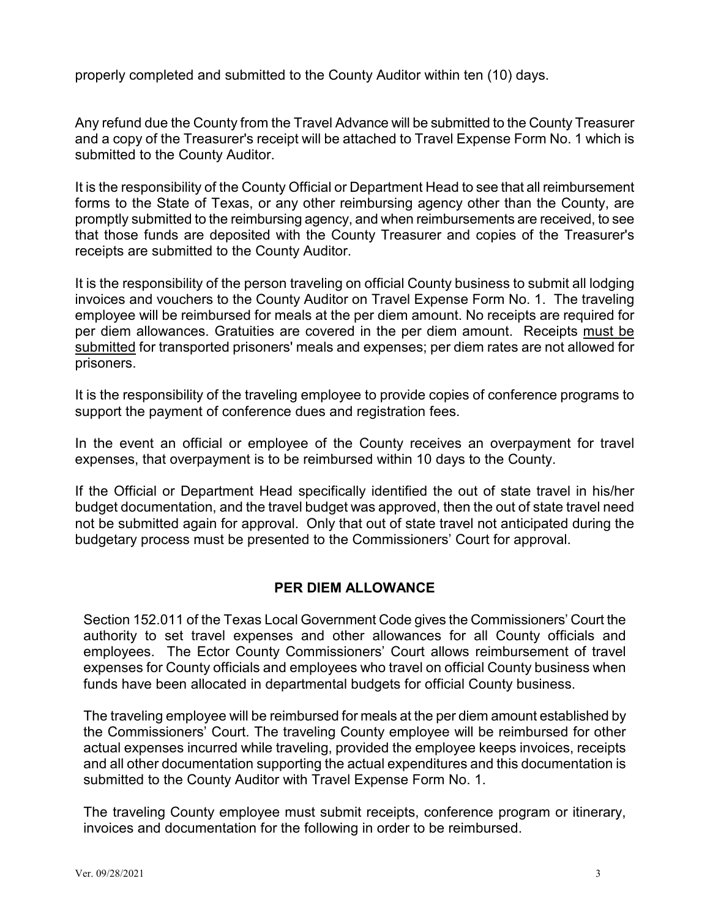properly completed and submitted to the County Auditor within ten (10) days.

Any refund due the County from the Travel Advance will be submitted to the County Treasurer and a copy of the Treasurer's receipt will be attached to Travel Expense Form No. 1 which is submitted to the County Auditor.

It is the responsibility of the County Official or Department Head to see that all reimbursement forms to the State of Texas, or any other reimbursing agency other than the County, are promptly submitted to the reimbursing agency, and when reimbursements are received, to see that those funds are deposited with the County Treasurer and copies of the Treasurer's receipts are submitted to the County Auditor.

It is the responsibility of the person traveling on official County business to submit all lodging invoices and vouchers to the County Auditor on Travel Expense Form No. 1. The traveling employee will be reimbursed for meals at the per diem amount. No receipts are required for per diem allowances. Gratuities are covered in the per diem amount. Receipts <u>must be submitted</u> for transported prisoners' meals and expenses; per diem rates are not allowed for prisoners.

It is the responsibility of the traveling employee to provide copies of conference programs to support the payment of conference dues and registration fees.

In the event an official or employee of the County receives an overpayment for travel expenses, that overpayment is to be reimbursed within 10 days to the County.

If the Official or Department Head specifically identified the out of state travel in his/her budget documentation, and the travel budget was approved, then the out of state travel need not be submitted again for approval. Only that out of state travel not anticipated during the budgetary process must be presented to the Commissioners' Court for approval.

## PER DIEM ALLOWANCE

Section 152.011 of the Texas Local Government Code gives the Commissioners' Court the authority to set travel expenses and other allowances for all County officials and employees. The Ector County Commissioners' Court allows reimbursement of travel expenses for County officials and employees who travel on official County business when funds have been allocated in departmental budgets for official County business.

The traveling employee will be reimbursed for meals at the per diem amount established by the Commissioners' Court. The traveling County employee will be reimbursed for other actual expenses incurred while traveling, provided the employee keeps invoices, receipts and all other documentation supporting the actual expenditures and this documentation is submitted to the County Auditor with Travel Expense Form No. 1.

The traveling County employee must submit receipts, conference program or itinerary, invoices and documentation for the following in order to be reimbursed.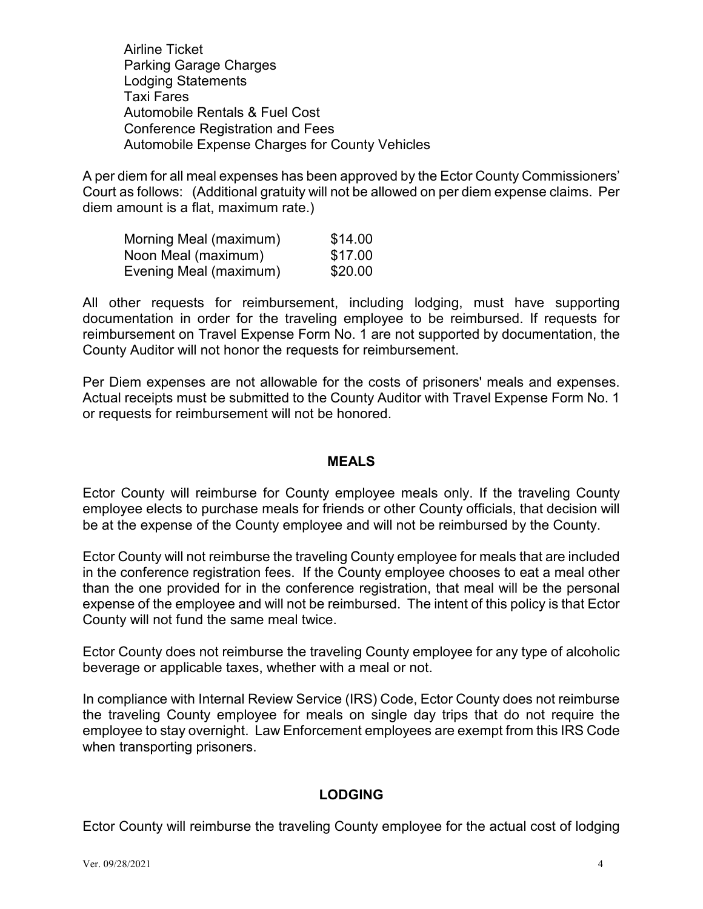Airline Ticket
Parking Garage Charges
Lodging Statements
Taxi Fares
Automobile Rentals & Fuel Cost
Conference Registration and Fees
Automobile Expense Charges for County Vehicles

A per diem for all meal expenses has been approved by the Ector County Commissioners' Court as follows: (Additional gratuity will not be allowed on per diem expense claims. Per diem amount is a flat, maximum rate.)

| Meal | Amount |
|---|---|
| Morning Meal (maximum) | $14.00 |
| Noon Meal (maximum) | $17.00 |
| Evening Meal (maximum) | $20.00 |

All other requests for reimbursement, including lodging, must have supporting documentation in order for the traveling employee to be reimbursed. If requests for reimbursement on Travel Expense Form No. 1 are not supported by documentation, the County Auditor will not honor the requests for reimbursement.

Per Diem expenses are not allowable for the costs of prisoners' meals and expenses. Actual receipts must be submitted to the County Auditor with Travel Expense Form No. 1 or requests for reimbursement will not be honored.

## MEALS

Ector County will reimburse for County employee meals only. If the traveling County employee elects to purchase meals for friends or other County officials, that decision will be at the expense of the County employee and will not be reimbursed by the County.

Ector County will not reimburse the traveling County employee for meals that are included in the conference registration fees. If the County employee chooses to eat a meal other than the one provided for in the conference registration, that meal will be the personal expense of the employee and will not be reimbursed. The intent of this policy is that Ector County will not fund the same meal twice.

Ector County does not reimburse the traveling County employee for any type of alcoholic beverage or applicable taxes, whether with a meal or not.

In compliance with Internal Review Service (IRS) Code, Ector County does not reimburse the traveling County employee for meals on single day trips that do not require the employee to stay overnight. Law Enforcement employees are exempt from this IRS Code when transporting prisoners.

## LODGING

Ector County will reimburse the traveling County employee for the actual cost of lodging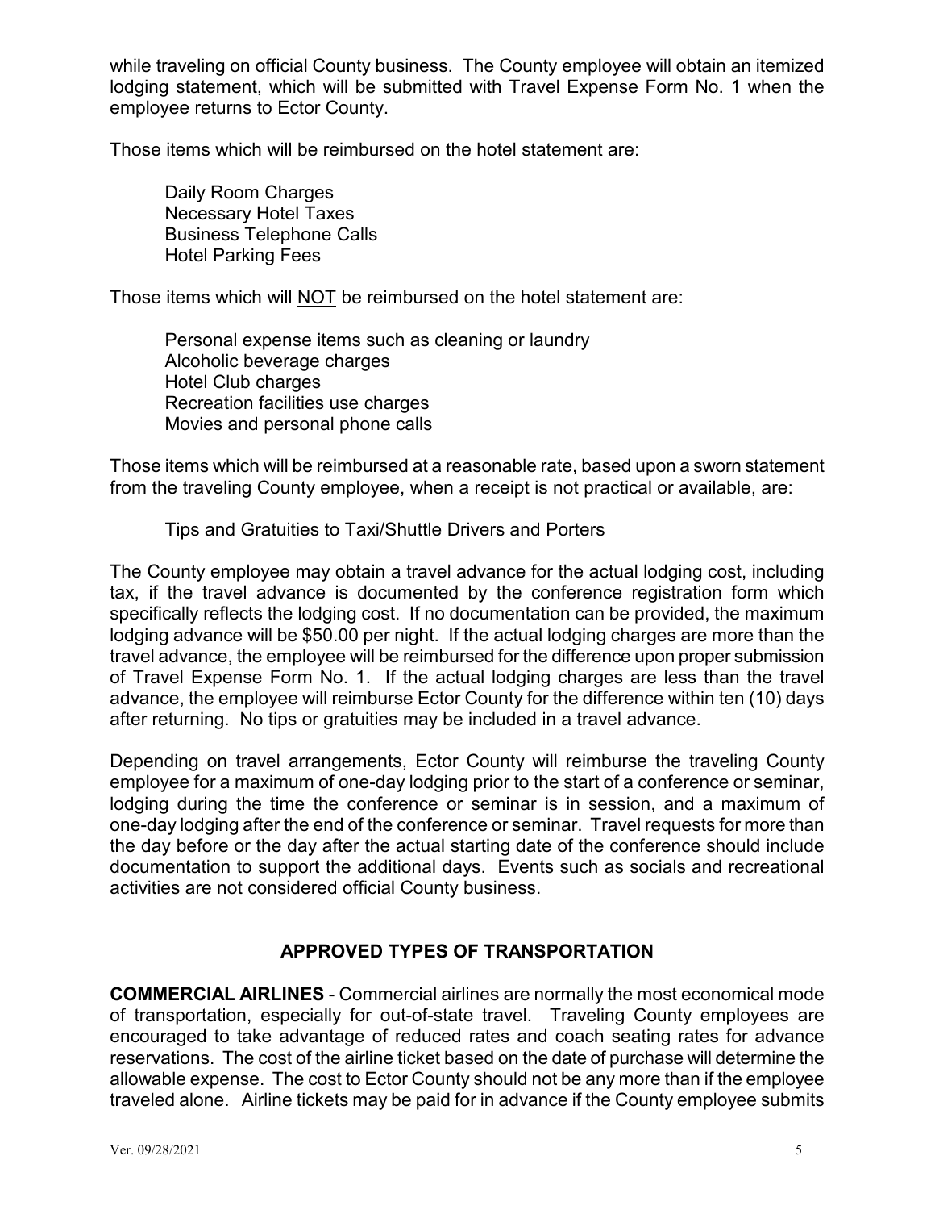while traveling on official County business. The County employee will obtain an itemized lodging statement, which will be submitted with Travel Expense Form No. 1 when the employee returns to Ector County.

Those items which will be reimbursed on the hotel statement are:

Daily Room Charges
Necessary Hotel Taxes
Business Telephone Calls
Hotel Parking Fees

Those items which will <u>NOT</u> be reimbursed on the hotel statement are:

Personal expense items such as cleaning or laundry
Alcoholic beverage charges
Hotel Club charges
Recreation facilities use charges
Movies and personal phone calls

Those items which will be reimbursed at a reasonable rate, based upon a sworn statement from the traveling County employee, when a receipt is not practical or available, are:

Tips and Gratuities to Taxi/Shuttle Drivers and Porters

The County employee may obtain a travel advance for the actual lodging cost, including tax, if the travel advance is documented by the conference registration form which specifically reflects the lodging cost. If no documentation can be provided, the maximum lodging advance will be $50.00 per night. If the actual lodging charges are more than the travel advance, the employee will be reimbursed for the difference upon proper submission of Travel Expense Form No. 1. If the actual lodging charges are less than the travel advance, the employee will reimburse Ector County for the difference within ten (10) days after returning. No tips or gratuities may be included in a travel advance.

Depending on travel arrangements, Ector County will reimburse the traveling County employee for a maximum of one-day lodging prior to the start of a conference or seminar, lodging during the time the conference or seminar is in session, and a maximum of one-day lodging after the end of the conference or seminar. Travel requests for more than the day before or the day after the actual starting date of the conference should include documentation to support the additional days. Events such as socials and recreational activities are not considered official County business.

## APPROVED TYPES OF TRANSPORTATION

**COMMERCIAL AIRLINES** - Commercial airlines are normally the most economical mode of transportation, especially for out-of-state travel. Traveling County employees are encouraged to take advantage of reduced rates and coach seating rates for advance reservations. The cost of the airline ticket based on the date of purchase will determine the allowable expense. The cost to Ector County should not be any more than if the employee traveled alone. Airline tickets may be paid for in advance if the County employee submits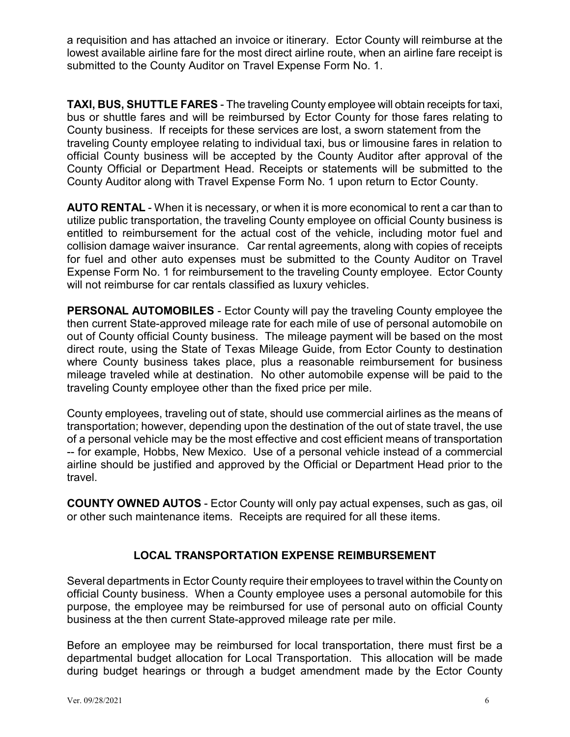a requisition and has attached an invoice or itinerary. Ector County will reimburse at the lowest available airline fare for the most direct airline route, when an airline fare receipt is submitted to the County Auditor on Travel Expense Form No. 1.

**TAXI, BUS, SHUTTLE FARES** - The traveling County employee will obtain receipts for taxi, bus or shuttle fares and will be reimbursed by Ector County for those fares relating to County business. If receipts for these services are lost, a sworn statement from the traveling County employee relating to individual taxi, bus or limousine fares in relation to official County business will be accepted by the County Auditor after approval of the County Official or Department Head. Receipts or statements will be submitted to the County Auditor along with Travel Expense Form No. 1 upon return to Ector County.

**AUTO RENTAL** - When it is necessary, or when it is more economical to rent a car than to utilize public transportation, the traveling County employee on official County business is entitled to reimbursement for the actual cost of the vehicle, including motor fuel and collision damage waiver insurance. Car rental agreements, along with copies of receipts for fuel and other auto expenses must be submitted to the County Auditor on Travel Expense Form No. 1 for reimbursement to the traveling County employee. Ector County will not reimburse for car rentals classified as luxury vehicles.

**PERSONAL AUTOMOBILES** - Ector County will pay the traveling County employee the then current State-approved mileage rate for each mile of use of personal automobile on out of County official County business. The mileage payment will be based on the most direct route, using the State of Texas Mileage Guide, from Ector County to destination where County business takes place, plus a reasonable reimbursement for business mileage traveled while at destination. No other automobile expense will be paid to the traveling County employee other than the fixed price per mile.

County employees, traveling out of state, should use commercial airlines as the means of transportation; however, depending upon the destination of the out of state travel, the use of a personal vehicle may be the most effective and cost efficient means of transportation -- for example, Hobbs, New Mexico. Use of a personal vehicle instead of a commercial airline should be justified and approved by the Official or Department Head prior to the travel.

**COUNTY OWNED AUTOS** - Ector County will only pay actual expenses, such as gas, oil or other such maintenance items. Receipts are required for all these items.

## LOCAL TRANSPORTATION EXPENSE REIMBURSEMENT

Several departments in Ector County require their employees to travel within the County on official County business. When a County employee uses a personal automobile for this purpose, the employee may be reimbursed for use of personal auto on official County business at the then current State-approved mileage rate per mile.

Before an employee may be reimbursed for local transportation, there must first be a departmental budget allocation for Local Transportation. This allocation will be made during budget hearings or through a budget amendment made by the Ector County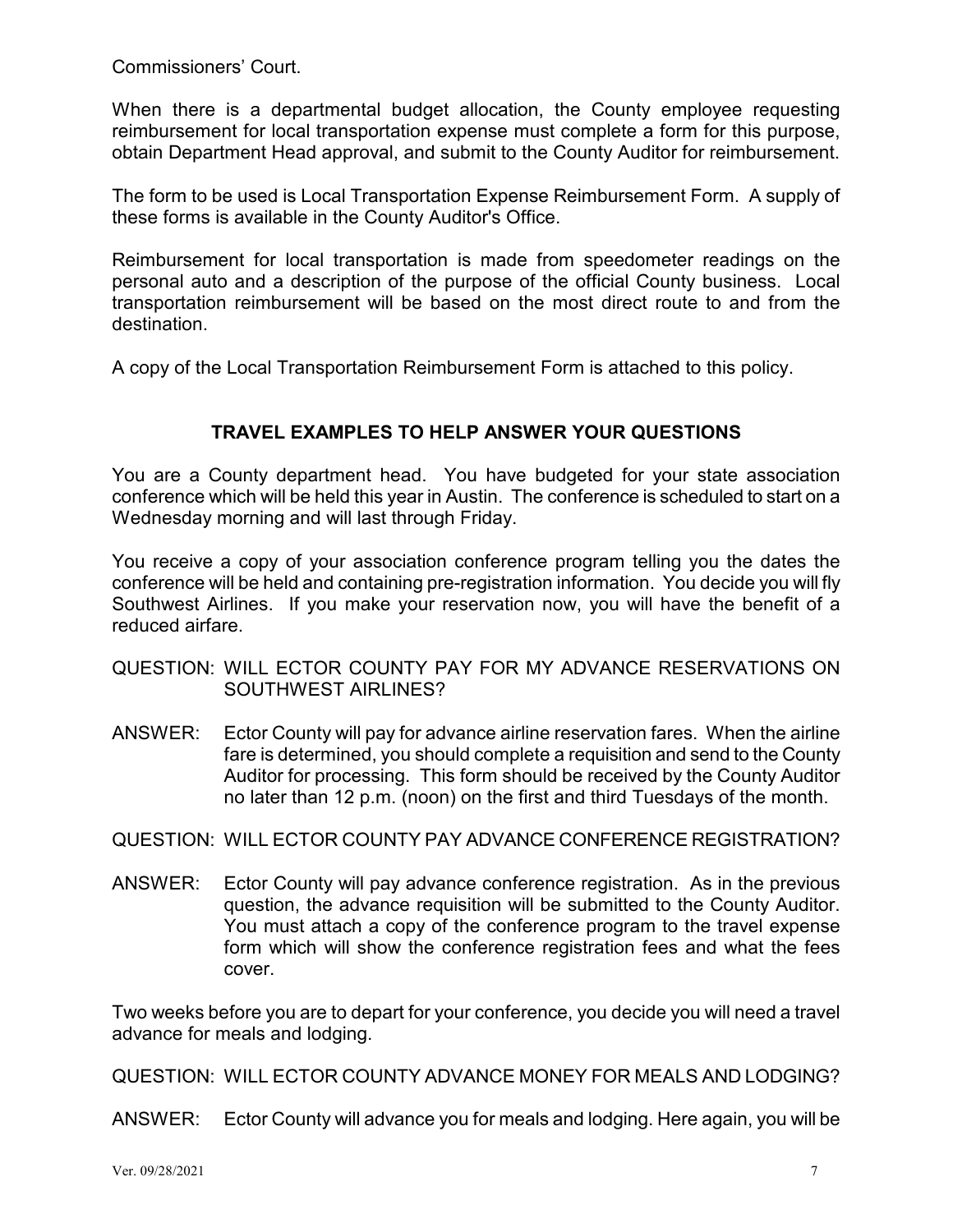Commissioners' Court.

When there is a departmental budget allocation, the County employee requesting reimbursement for local transportation expense must complete a form for this purpose, obtain Department Head approval, and submit to the County Auditor for reimbursement.

The form to be used is Local Transportation Expense Reimbursement Form. A supply of these forms is available in the County Auditor's Office.

Reimbursement for local transportation is made from speedometer readings on the personal auto and a description of the purpose of the official County business. Local transportation reimbursement will be based on the most direct route to and from the destination.

A copy of the Local Transportation Reimbursement Form is attached to this policy.

## TRAVEL EXAMPLES TO HELP ANSWER YOUR QUESTIONS

You are a County department head. You have budgeted for your state association conference which will be held this year in Austin. The conference is scheduled to start on a Wednesday morning and will last through Friday.

You receive a copy of your association conference program telling you the dates the conference will be held and containing pre-registration information. You decide you will fly Southwest Airlines. If you make your reservation now, you will have the benefit of a reduced airfare.

QUESTION: WILL ECTOR COUNTY PAY FOR MY ADVANCE RESERVATIONS ON SOUTHWEST AIRLINES?

ANSWER: Ector County will pay for advance airline reservation fares. When the airline fare is determined, you should complete a requisition and send to the County Auditor for processing. This form should be received by the County Auditor no later than 12 p.m. (noon) on the first and third Tuesdays of the month.

QUESTION: WILL ECTOR COUNTY PAY ADVANCE CONFERENCE REGISTRATION?

ANSWER: Ector County will pay advance conference registration. As in the previous question, the advance requisition will be submitted to the County Auditor. You must attach a copy of the conference program to the travel expense form which will show the conference registration fees and what the fees cover.

Two weeks before you are to depart for your conference, you decide you will need a travel advance for meals and lodging.

QUESTION: WILL ECTOR COUNTY ADVANCE MONEY FOR MEALS AND LODGING?

ANSWER: Ector County will advance you for meals and lodging. Here again, you will be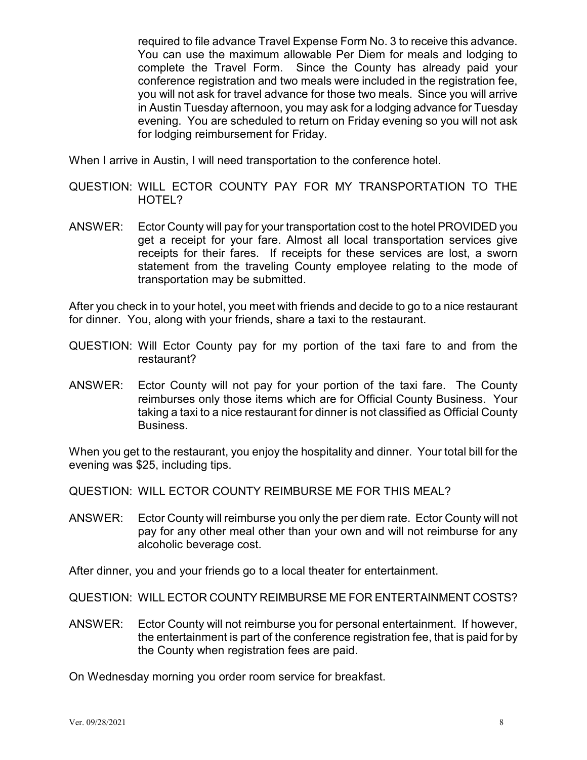required to file advance Travel Expense Form No. 3 to receive this advance. You can use the maximum allowable Per Diem for meals and lodging to complete the Travel Form. Since the County has already paid your conference registration and two meals were included in the registration fee, you will not ask for travel advance for those two meals. Since you will arrive in Austin Tuesday afternoon, you may ask for a lodging advance for Tuesday evening. You are scheduled to return on Friday evening so you will not ask for lodging reimbursement for Friday.

When I arrive in Austin, I will need transportation to the conference hotel.

QUESTION: WILL ECTOR COUNTY PAY FOR MY TRANSPORTATION TO THE HOTEL?

ANSWER: Ector County will pay for your transportation cost to the hotel PROVIDED you get a receipt for your fare. Almost all local transportation services give receipts for their fares. If receipts for these services are lost, a sworn statement from the traveling County employee relating to the mode of transportation may be submitted.

After you check in to your hotel, you meet with friends and decide to go to a nice restaurant for dinner. You, along with your friends, share a taxi to the restaurant.

QUESTION: Will Ector County pay for my portion of the taxi fare to and from the restaurant?

ANSWER: Ector County will not pay for your portion of the taxi fare. The County reimburses only those items which are for Official County Business. Your taking a taxi to a nice restaurant for dinner is not classified as Official County Business.

When you get to the restaurant, you enjoy the hospitality and dinner. Your total bill for the evening was $25, including tips.

QUESTION: WILL ECTOR COUNTY REIMBURSE ME FOR THIS MEAL?

ANSWER: Ector County will reimburse you only the per diem rate. Ector County will not pay for any other meal other than your own and will not reimburse for any alcoholic beverage cost.

After dinner, you and your friends go to a local theater for entertainment.

QUESTION: WILL ECTOR COUNTY REIMBURSE ME FOR ENTERTAINMENT COSTS?

ANSWER: Ector County will not reimburse you for personal entertainment. If however, the entertainment is part of the conference registration fee, that is paid for by the County when registration fees are paid.

On Wednesday morning you order room service for breakfast.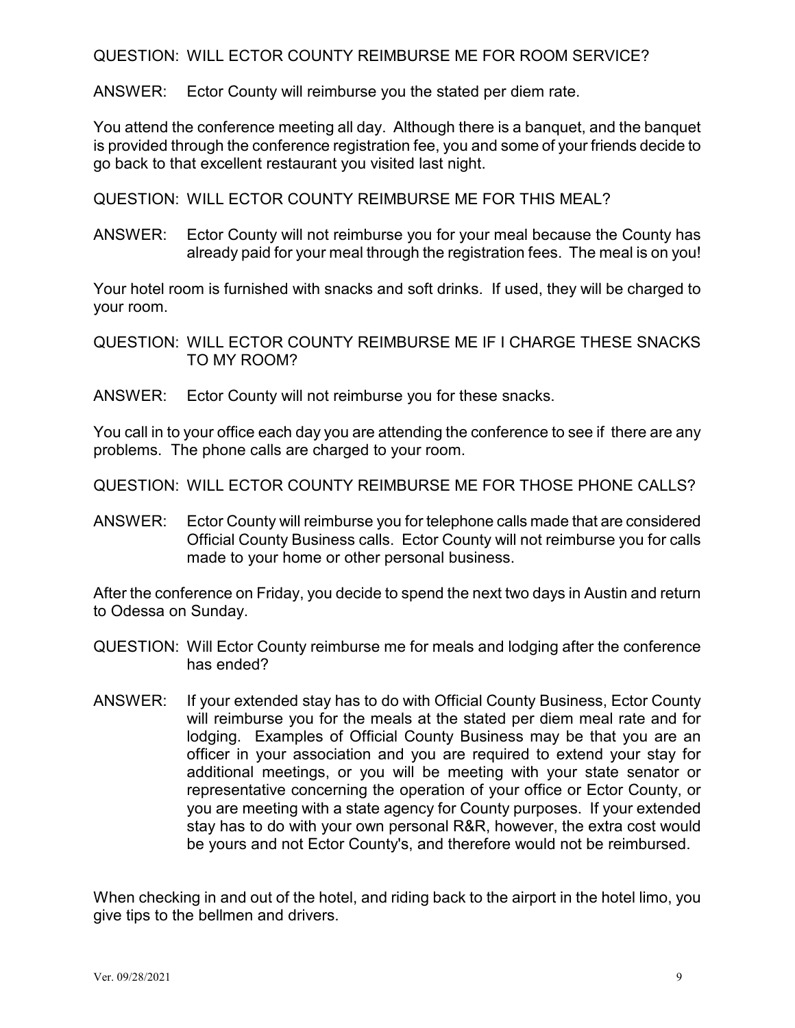QUESTION: WILL ECTOR COUNTY REIMBURSE ME FOR ROOM SERVICE?

ANSWER: Ector County will reimburse you the stated per diem rate.

You attend the conference meeting all day. Although there is a banquet, and the banquet is provided through the conference registration fee, you and some of your friends decide to go back to that excellent restaurant you visited last night.

QUESTION: WILL ECTOR COUNTY REIMBURSE ME FOR THIS MEAL?

ANSWER: Ector County will not reimburse you for your meal because the County has already paid for your meal through the registration fees. The meal is on you!

Your hotel room is furnished with snacks and soft drinks. If used, they will be charged to your room.

QUESTION: WILL ECTOR COUNTY REIMBURSE ME IF I CHARGE THESE SNACKS TO MY ROOM?

ANSWER: Ector County will not reimburse you for these snacks.

You call in to your office each day you are attending the conference to see if there are any problems. The phone calls are charged to your room.

QUESTION: WILL ECTOR COUNTY REIMBURSE ME FOR THOSE PHONE CALLS?

ANSWER: Ector County will reimburse you for telephone calls made that are considered Official County Business calls. Ector County will not reimburse you for calls made to your home or other personal business.

After the conference on Friday, you decide to spend the next two days in Austin and return to Odessa on Sunday.

QUESTION: Will Ector County reimburse me for meals and lodging after the conference has ended?

ANSWER: If your extended stay has to do with Official County Business, Ector County will reimburse you for the meals at the stated per diem meal rate and for lodging. Examples of Official County Business may be that you are an officer in your association and you are required to extend your stay for additional meetings, or you will be meeting with your state senator or representative concerning the operation of your office or Ector County, or you are meeting with a state agency for County purposes. If your extended stay has to do with your own personal R&R, however, the extra cost would be yours and not Ector County's, and therefore would not be reimbursed.

When checking in and out of the hotel, and riding back to the airport in the hotel limo, you give tips to the bellmen and drivers.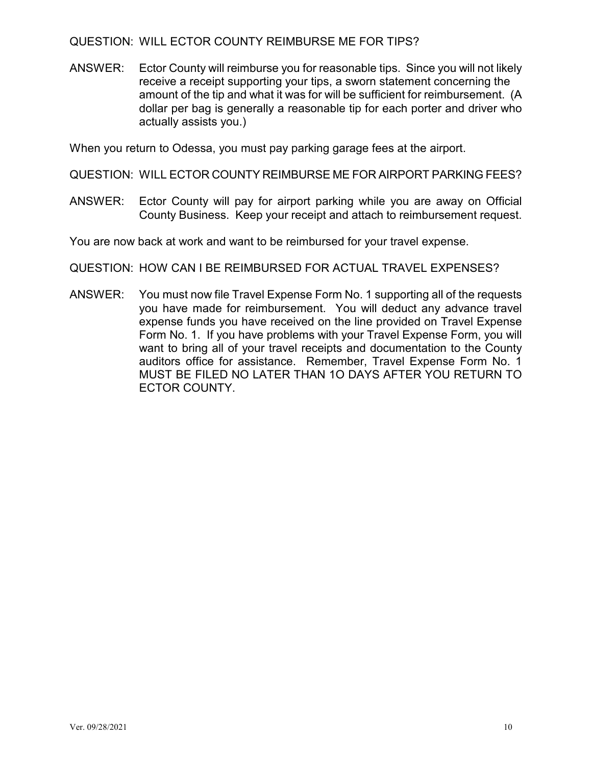QUESTION: WILL ECTOR COUNTY REIMBURSE ME FOR TIPS?

ANSWER: Ector County will reimburse you for reasonable tips. Since you will not likely receive a receipt supporting your tips, a sworn statement concerning the amount of the tip and what it was for will be sufficient for reimbursement. (A dollar per bag is generally a reasonable tip for each porter and driver who actually assists you.)

When you return to Odessa, you must pay parking garage fees at the airport.

QUESTION: WILL ECTOR COUNTY REIMBURSE ME FOR AIRPORT PARKING FEES?

ANSWER: Ector County will pay for airport parking while you are away on Official County Business. Keep your receipt and attach to reimbursement request.

You are now back at work and want to be reimbursed for your travel expense.

QUESTION: HOW CAN I BE REIMBURSED FOR ACTUAL TRAVEL EXPENSES?

ANSWER: You must now file Travel Expense Form No. 1 supporting all of the requests you have made for reimbursement. You will deduct any advance travel expense funds you have received on the line provided on Travel Expense Form No. 1. If you have problems with your Travel Expense Form, you will want to bring all of your travel receipts and documentation to the County auditors office for assistance. Remember, Travel Expense Form No. 1 MUST BE FILED NO LATER THAN 1O DAYS AFTER YOU RETURN TO ECTOR COUNTY.